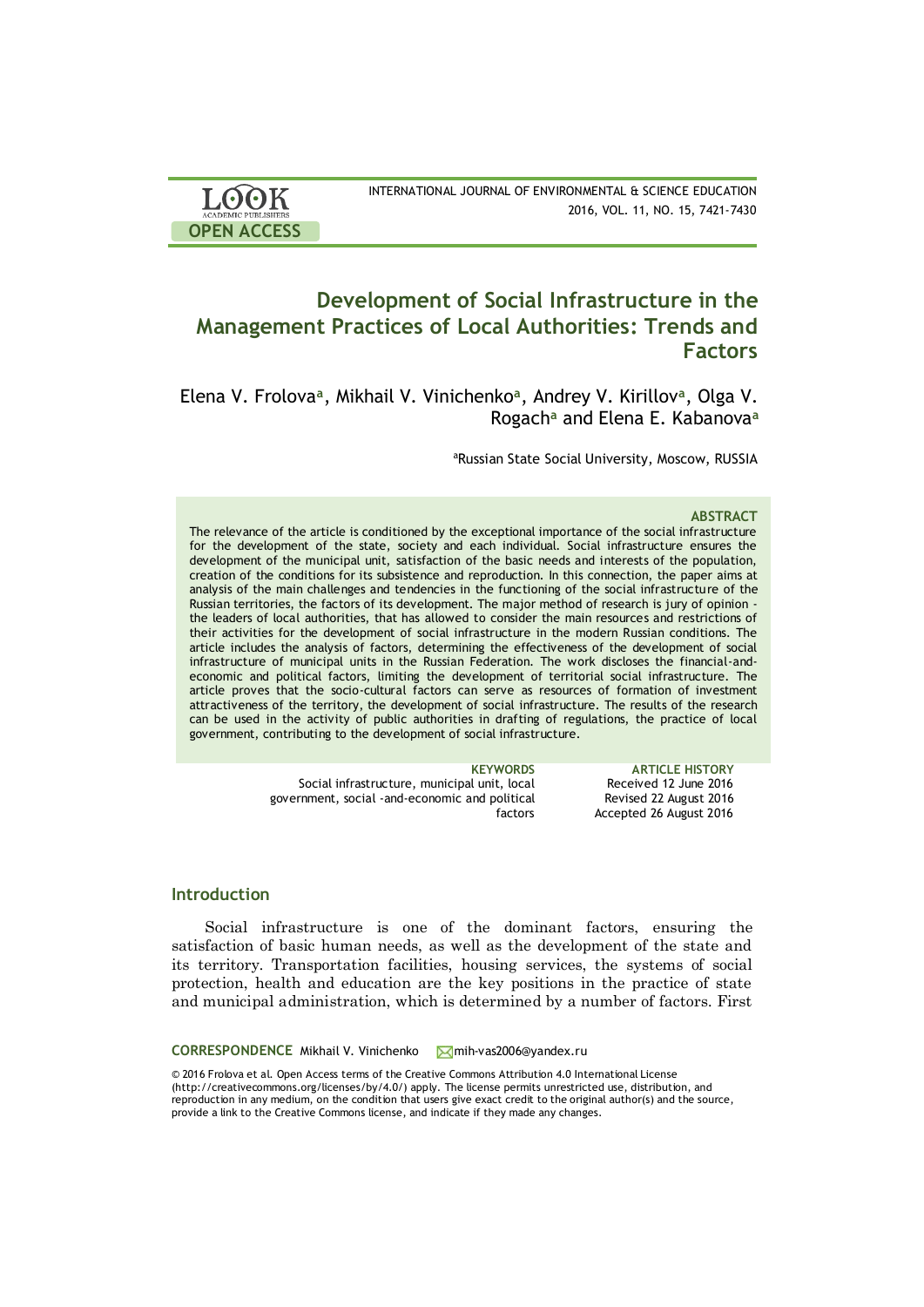# Development of Social Infrastructure in the Management Practices of Local Authorities: Trends and Factors

Elena V. Frolova[a], Mikhail V. Vinichenko[a], Andrey V. Kirillov[a], Olga V. Rogach[a] and Elena E. Kabanova[a]

[a]Russian State Social University, Moscow, RUSSIA

### ABSTRACT

The relevance of the article is conditioned by the exceptional importance of the social infrastructure for the development of the state, society and each individual. Social infrastructure ensures the development of the municipal unit, satisfaction of the basic needs and interests of the population, creation of the conditions for its subsistence and reproduction. In this connection, the paper aims at analysis of the main challenges and tendencies in the functioning of the social infrastructure of the Russian territories, the factors of its development. The major method of research is jury of opinion - the leaders of local authorities, that has allowed to consider the main resources and restrictions of their activities for the development of social infrastructure in the modern Russian conditions. The article includes the analysis of factors, determining the effectiveness of the development of social infrastructure of municipal units in the Russian Federation. The work discloses the financial-and-economic and political factors, limiting the development of territorial social infrastructure. The article proves that the socio-cultural factors can serve as resources of formation of investment attractiveness of the territory, the development of social infrastructure. The results of the research can be used in the activity of public authorities in drafting of regulations, the practice of local government, contributing to the development of social infrastructure.

**KEYWORDS**
Social infrastructure, municipal unit, local government, social -and-economic and political factors

**ARTICLE HISTORY**
Received 12 June 2016
Revised 22 August 2016
Accepted 26 August 2016

## Introduction

Social infrastructure is one of the dominant factors, ensuring the satisfaction of basic human needs, as well as the development of the state and its territory. Transportation facilities, housing services, the systems of social protection, health and education are the key positions in the practice of state and municipal administration, which is determined by a number of factors. First

**CORRESPONDENCE** Mikhail V. Vinichenko mih-vas2006@yandex.ru

© 2016 Frolova et al. Open Access terms of the Creative Commons Attribution 4.0 International License (http://creativecommons.org/licenses/by/4.0/) apply. The license permits unrestricted use, distribution, and reproduction in any medium, on the condition that users give exact credit to the original author(s) and the source, provide a link to the Creative Commons license, and indicate if they made any changes.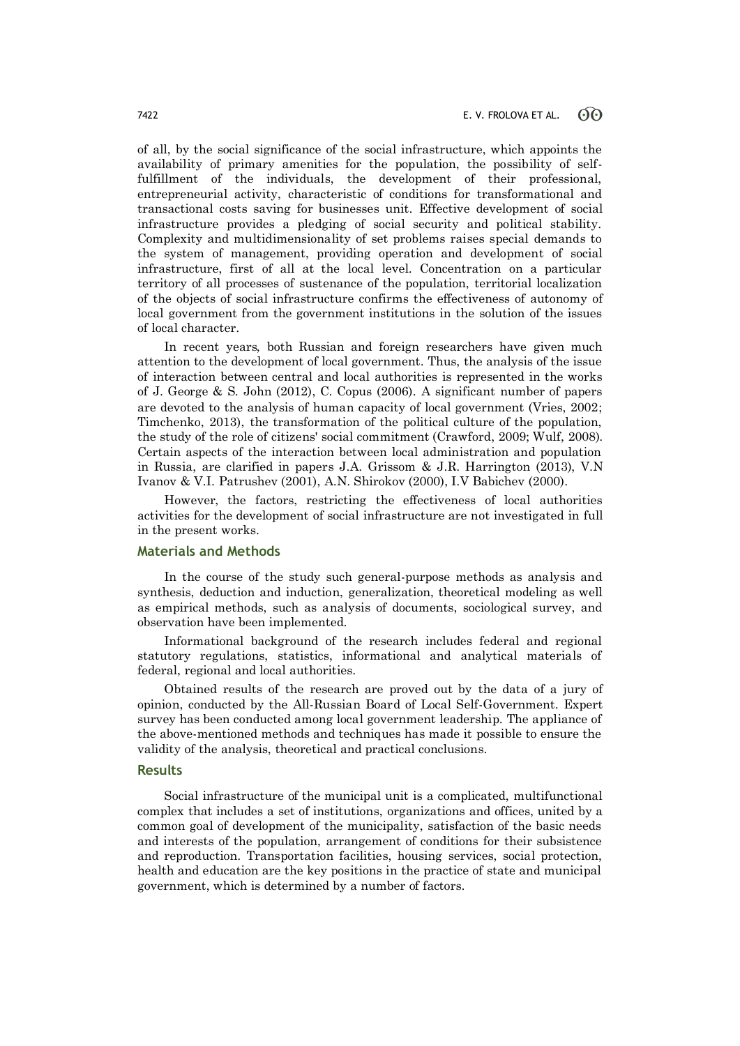of all, by the social significance of the social infrastructure, which appoints the availability of primary amenities for the population, the possibility of self-fulfillment of the individuals, the development of their professional, entrepreneurial activity, characteristic of conditions for transformational and transactional costs saving for businesses unit. Effective development of social infrastructure provides a pledging of social security and political stability. Complexity and multidimensionality of set problems raises special demands to the system of management, providing operation and development of social infrastructure, first of all at the local level. Concentration on a particular territory of all processes of sustenance of the population, territorial localization of the objects of social infrastructure confirms the effectiveness of autonomy of local government from the government institutions in the solution of the issues of local character.

In recent years, both Russian and foreign researchers have given much attention to the development of local government. Thus, the analysis of the issue of interaction between central and local authorities is represented in the works of J. George & S. John (2012), C. Copus (2006). A significant number of papers are devoted to the analysis of human capacity of local government (Vries, 2002; Timchenko, 2013), the transformation of the political culture of the population, the study of the role of citizens' social commitment (Crawford, 2009; Wulf, 2008). Certain aspects of the interaction between local administration and population in Russia, are clarified in papers J.A. Grissom & J.R. Harrington (2013), V.N Ivanov & V.I. Patrushev (2001), A.N. Shirokov (2000), I.V Babichev (2000).

However, the factors, restricting the effectiveness of local authorities activities for the development of social infrastructure are not investigated in full in the present works.

## Materials and Methods

In the course of the study such general-purpose methods as analysis and synthesis, deduction and induction, generalization, theoretical modeling as well as empirical methods, such as analysis of documents, sociological survey, and observation have been implemented.

Informational background of the research includes federal and regional statutory regulations, statistics, informational and analytical materials of federal, regional and local authorities.

Obtained results of the research are proved out by the data of a jury of opinion, conducted by the All-Russian Board of Local Self-Government. Expert survey has been conducted among local government leadership. The appliance of the above-mentioned methods and techniques has made it possible to ensure the validity of the analysis, theoretical and practical conclusions.

## Results

Social infrastructure of the municipal unit is a complicated, multifunctional complex that includes a set of institutions, organizations and offices, united by a common goal of development of the municipality, satisfaction of the basic needs and interests of the population, arrangement of conditions for their subsistence and reproduction. Transportation facilities, housing services, social protection, health and education are the key positions in the practice of state and municipal government, which is determined by a number of factors.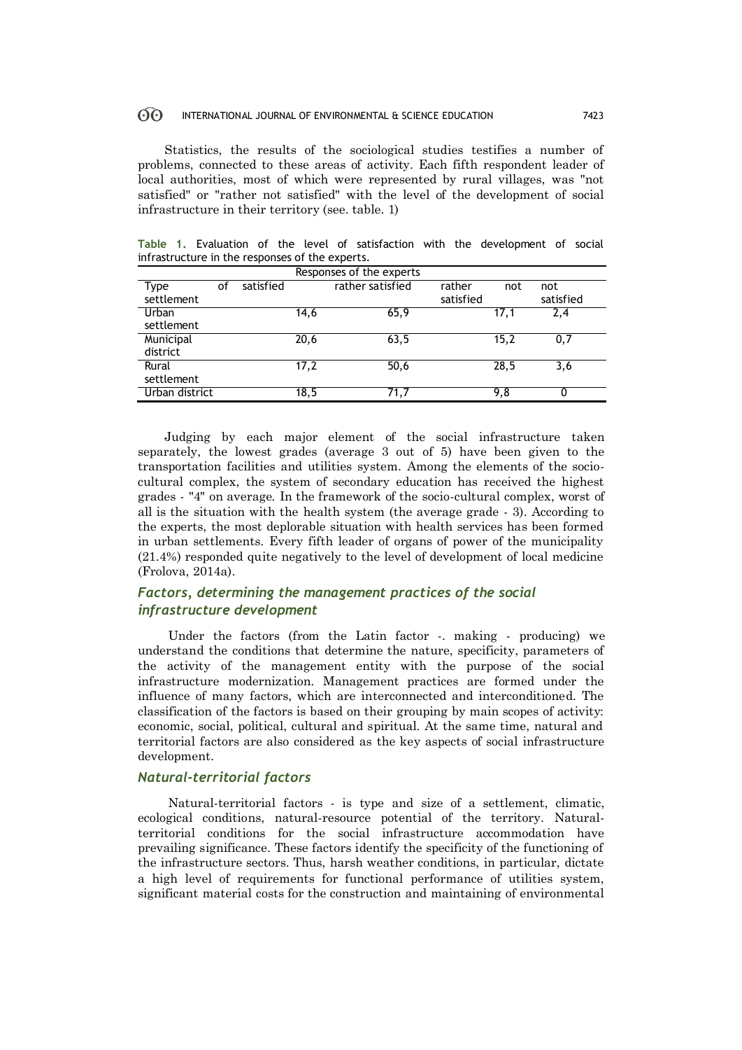Statistics, the results of the sociological studies testifies a number of problems, connected to these areas of activity. Each fifth respondent leader of local authorities, most of which were represented by rural villages, was "not satisfied" or "rather not satisfied" with the level of the development of social infrastructure in their territory (see. table. 1)

**Table 1.** Evaluation of the level of satisfaction with the development of social infrastructure in the responses of the experts.

| Type of settlement | Responses of the experts | | | |
|---|---|---|---|---|
| | satisfied | rather satisfied | rather not satisfied | not satisfied |
| Urban settlement | 14,6 | 65,9 | 17,1 | 2,4 |
| Municipal district | 20,6 | 63,5 | 15,2 | 0,7 |
| Rural settlement | 17,2 | 50,6 | 28,5 | 3,6 |
| Urban district | 18,5 | 71,7 | 9,8 | 0 |

Judging by each major element of the social infrastructure taken separately, the lowest grades (average 3 out of 5) have been given to the transportation facilities and utilities system. Among the elements of the socio-cultural complex, the system of secondary education has received the highest grades - "4" on average. In the framework of the socio-cultural complex, worst of all is the situation with the health system (the average grade - 3). According to the experts, the most deplorable situation with health services has been formed in urban settlements. Every fifth leader of organs of power of the municipality (21.4%) responded quite negatively to the level of development of local medicine (Frolova, 2014a).

## *Factors, determining the management practices of the social infrastructure development*

Under the factors (from the Latin factor -. making - producing) we understand the conditions that determine the nature, specificity, parameters of the activity of the management entity with the purpose of the social infrastructure modernization. Management practices are formed under the influence of many factors, which are interconnected and interconditioned. The classification of the factors is based on their grouping by main scopes of activity: economic, social, political, cultural and spiritual. At the same time, natural and territorial factors are also considered as the key aspects of social infrastructure development.

### *Natural-territorial factors*

Natural-territorial factors - is type and size of a settlement, climatic, ecological conditions, natural-resource potential of the territory. Natural-territorial conditions for the social infrastructure accommodation have prevailing significance. These factors identify the specificity of the functioning of the infrastructure sectors. Thus, harsh weather conditions, in particular, dictate a high level of requirements for functional performance of utilities system, significant material costs for the construction and maintaining of environmental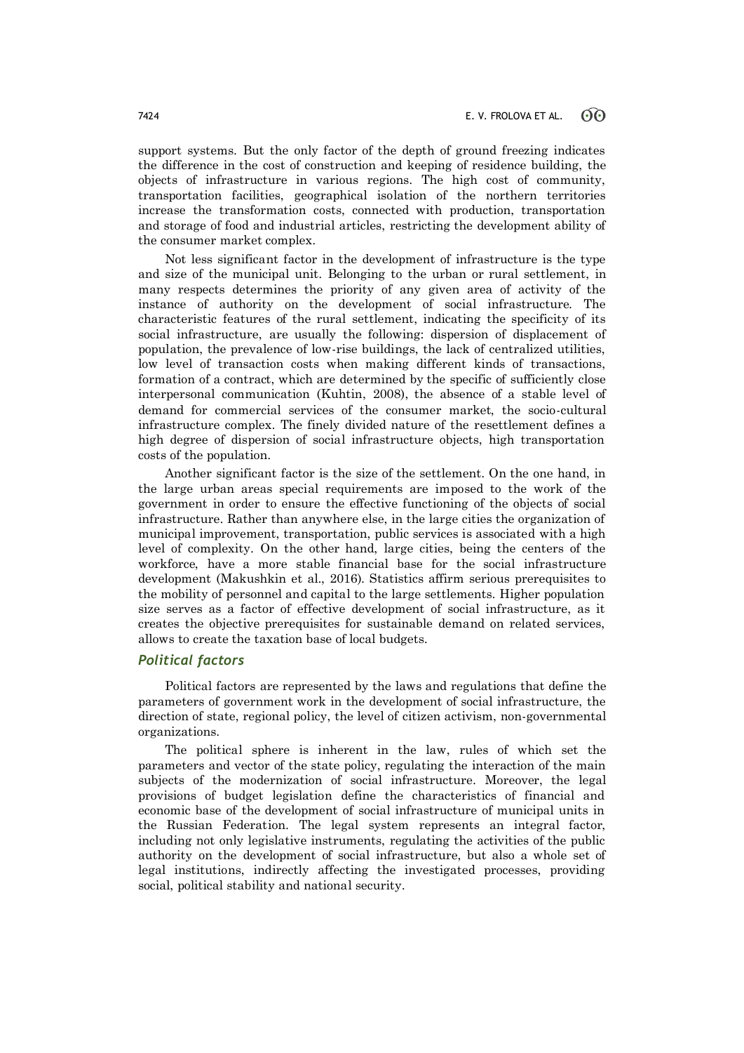support systems. But the only factor of the depth of ground freezing indicates the difference in the cost of construction and keeping of residence building, the objects of infrastructure in various regions. The high cost of community, transportation facilities, geographical isolation of the northern territories increase the transformation costs, connected with production, transportation and storage of food and industrial articles, restricting the development ability of the consumer market complex.

Not less significant factor in the development of infrastructure is the type and size of the municipal unit. Belonging to the urban or rural settlement, in many respects determines the priority of any given area of activity of the instance of authority on the development of social infrastructure. The characteristic features of the rural settlement, indicating the specificity of its social infrastructure, are usually the following: dispersion of displacement of population, the prevalence of low-rise buildings, the lack of centralized utilities, low level of transaction costs when making different kinds of transactions, formation of a contract, which are determined by the specific of sufficiently close interpersonal communication (Kuhtin, 2008), the absence of a stable level of demand for commercial services of the consumer market, the socio-cultural infrastructure complex. The finely divided nature of the resettlement defines a high degree of dispersion of social infrastructure objects, high transportation costs of the population.

Another significant factor is the size of the settlement. On the one hand, in the large urban areas special requirements are imposed to the work of the government in order to ensure the effective functioning of the objects of social infrastructure. Rather than anywhere else, in the large cities the organization of municipal improvement, transportation, public services is associated with a high level of complexity. On the other hand, large cities, being the centers of the workforce, have a more stable financial base for the social infrastructure development (Makushkin et al., 2016). Statistics affirm serious prerequisites to the mobility of personnel and capital to the large settlements. Higher population size serves as a factor of effective development of social infrastructure, as it creates the objective prerequisites for sustainable demand on related services, allows to create the taxation base of local budgets.

### *Political factors*

Political factors are represented by the laws and regulations that define the parameters of government work in the development of social infrastructure, the direction of state, regional policy, the level of citizen activism, non-governmental organizations.

The political sphere is inherent in the law, rules of which set the parameters and vector of the state policy, regulating the interaction of the main subjects of the modernization of social infrastructure. Moreover, the legal provisions of budget legislation define the characteristics of financial and economic base of the development of social infrastructure of municipal units in the Russian Federation. The legal system represents an integral factor, including not only legislative instruments, regulating the activities of the public authority on the development of social infrastructure, but also a whole set of legal institutions, indirectly affecting the investigated processes, providing social, political stability and national security.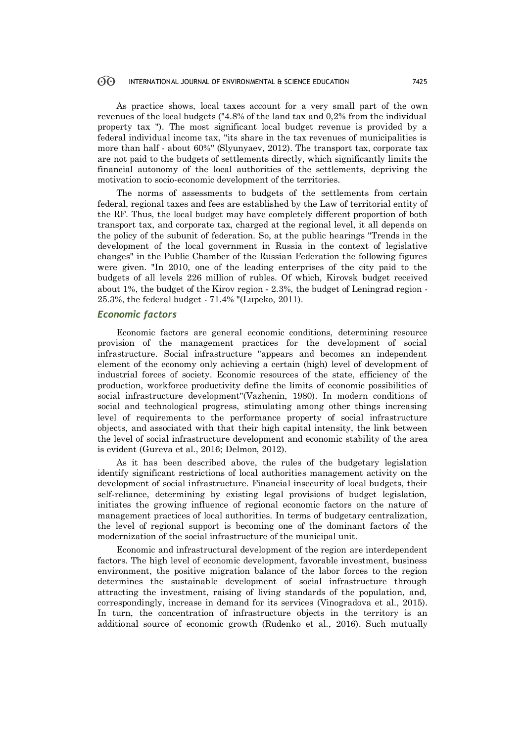As practice shows, local taxes account for a very small part of the own revenues of the local budgets ("4.8% of the land tax and 0,2% from the individual property tax "). The most significant local budget revenue is provided by a federal individual income tax, "its share in the tax revenues of municipalities is more than half - about 60%" (Slyunyaev, 2012). The transport tax, corporate tax are not paid to the budgets of settlements directly, which significantly limits the financial autonomy of the local authorities of the settlements, depriving the motivation to socio-economic development of the territories.

The norms of assessments to budgets of the settlements from certain federal, regional taxes and fees are established by the Law of territorial entity of the RF. Thus, the local budget may have completely different proportion of both transport tax, and corporate tax, charged at the regional level, it all depends on the policy of the subunit of federation. So, at the public hearings "Trends in the development of the local government in Russia in the context of legislative changes" in the Public Chamber of the Russian Federation the following figures were given. "In 2010, one of the leading enterprises of the city paid to the budgets of all levels 226 million of rubles. Of which, Kirovsk budget received about 1%, the budget of the Kirov region - 2.3%, the budget of Leningrad region - 25.3%, the federal budget - 71.4% "(Lupeko, 2011).

### *Economic factors*

Economic factors are general economic conditions, determining resource provision of the management practices for the development of social infrastructure. Social infrastructure "appears and becomes an independent element of the economy only achieving a certain (high) level of development of industrial forces of society. Economic resources of the state, efficiency of the production, workforce productivity define the limits of economic possibilities of social infrastructure development"(Vazhenin, 1980). In modern conditions of social and technological progress, stimulating among other things increasing level of requirements to the performance property of social infrastructure objects, and associated with that their high capital intensity, the link between the level of social infrastructure development and economic stability of the area is evident (Gureva et al., 2016; Delmon, 2012).

As it has been described above, the rules of the budgetary legislation identify significant restrictions of local authorities management activity on the development of social infrastructure. Financial insecurity of local budgets, their self-reliance, determining by existing legal provisions of budget legislation, initiates the growing influence of regional economic factors on the nature of management practices of local authorities. In terms of budgetary centralization, the level of regional support is becoming one of the dominant factors of the modernization of the social infrastructure of the municipal unit.

Economic and infrastructural development of the region are interdependent factors. The high level of economic development, favorable investment, business environment, the positive migration balance of the labor forces to the region determines the sustainable development of social infrastructure through attracting the investment, raising of living standards of the population, and, correspondingly, increase in demand for its services (Vinogradova et al., 2015). In turn, the concentration of infrastructure objects in the territory is an additional source of economic growth (Rudenko et al., 2016). Such mutually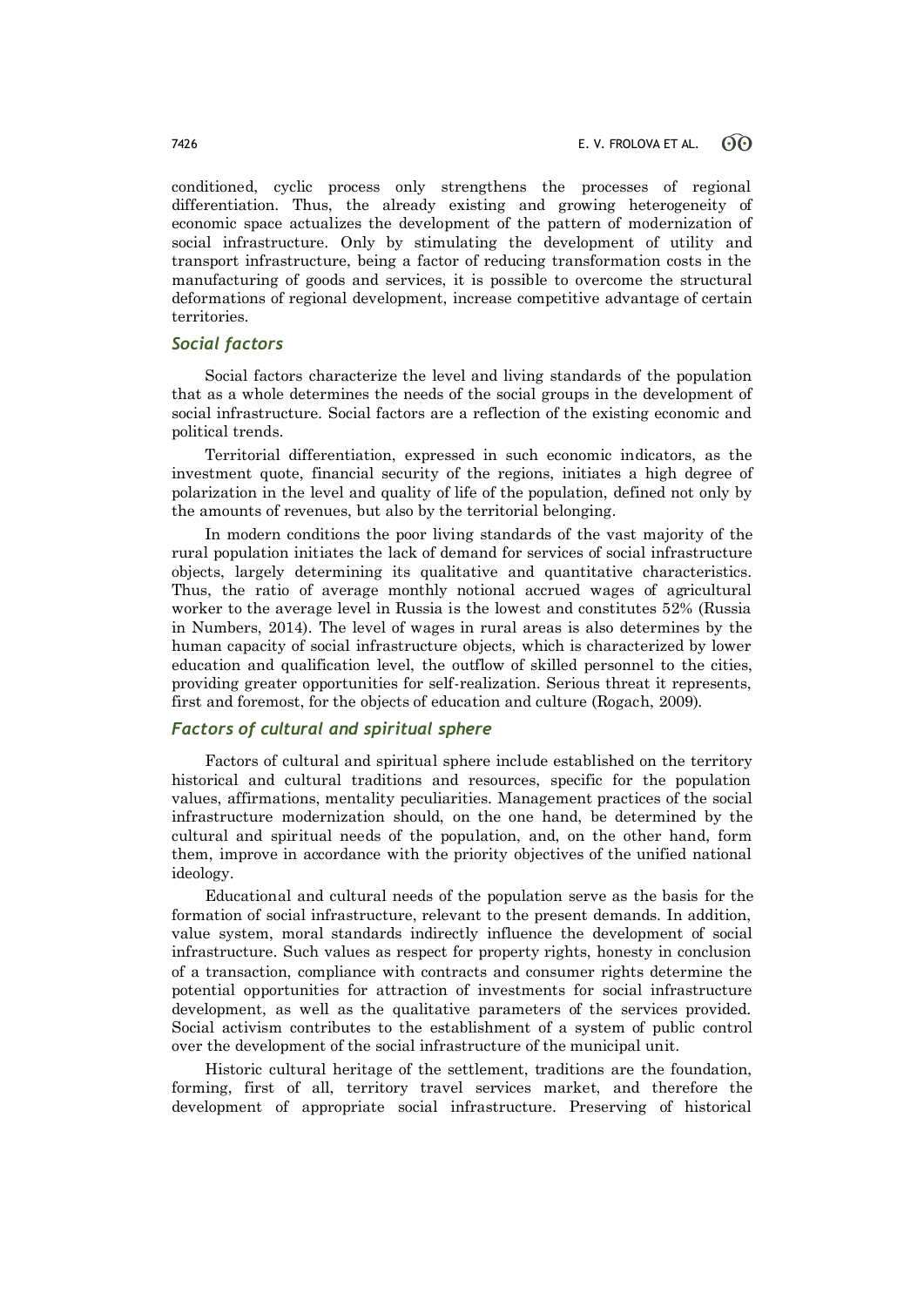conditioned, cyclic process only strengthens the processes of regional differentiation. Thus, the already existing and growing heterogeneity of economic space actualizes the development of the pattern of modernization of social infrastructure. Only by stimulating the development of utility and transport infrastructure, being a factor of reducing transformation costs in the manufacturing of goods and services, it is possible to overcome the structural deformations of regional development, increase competitive advantage of certain territories.

### *Social factors*

Social factors characterize the level and living standards of the population that as a whole determines the needs of the social groups in the development of social infrastructure. Social factors are a reflection of the existing economic and political trends.

Territorial differentiation, expressed in such economic indicators, as the investment quote, financial security of the regions, initiates a high degree of polarization in the level and quality of life of the population, defined not only by the amounts of revenues, but also by the territorial belonging.

In modern conditions the poor living standards of the vast majority of the rural population initiates the lack of demand for services of social infrastructure objects, largely determining its qualitative and quantitative characteristics. Thus, the ratio of average monthly notional accrued wages of agricultural worker to the average level in Russia is the lowest and constitutes 52% (Russia in Numbers, 2014). The level of wages in rural areas is also determines by the human capacity of social infrastructure objects, which is characterized by lower education and qualification level, the outflow of skilled personnel to the cities, providing greater opportunities for self-realization. Serious threat it represents, first and foremost, for the objects of education and culture (Rogach, 2009).

### *Factors of cultural and spiritual sphere*

Factors of cultural and spiritual sphere include established on the territory historical and cultural traditions and resources, specific for the population values, affirmations, mentality peculiarities. Management practices of the social infrastructure modernization should, on the one hand, be determined by the cultural and spiritual needs of the population, and, on the other hand, form them, improve in accordance with the priority objectives of the unified national ideology.

Educational and cultural needs of the population serve as the basis for the formation of social infrastructure, relevant to the present demands. In addition, value system, moral standards indirectly influence the development of social infrastructure. Such values as respect for property rights, honesty in conclusion of a transaction, compliance with contracts and consumer rights determine the potential opportunities for attraction of investments for social infrastructure development, as well as the qualitative parameters of the services provided. Social activism contributes to the establishment of a system of public control over the development of the social infrastructure of the municipal unit.

Historic cultural heritage of the settlement, traditions are the foundation, forming, first of all, territory travel services market, and therefore the development of appropriate social infrastructure. Preserving of historical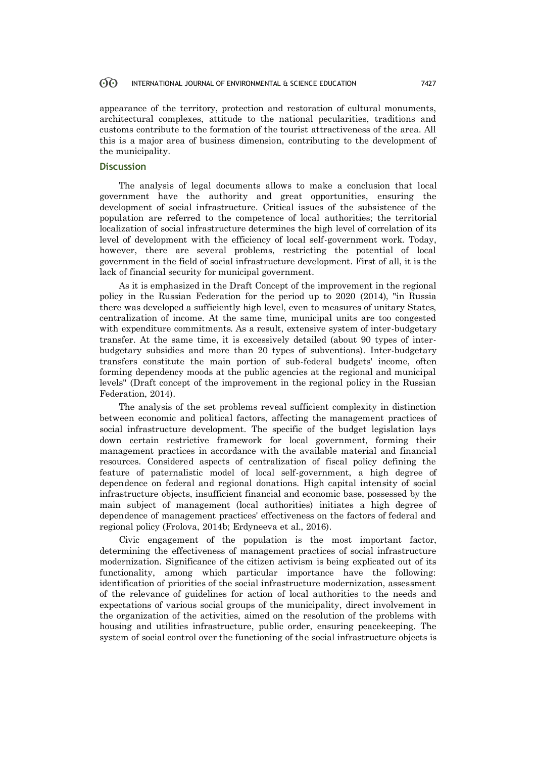appearance of the territory, protection and restoration of cultural monuments, architectural complexes, attitude to the national pecularities, traditions and customs contribute to the formation of the tourist attractiveness of the area. All this is a major area of business dimension, contributing to the development of the municipality.

## Discussion

The analysis of legal documents allows to make a conclusion that local government have the authority and great opportunities, ensuring the development of social infrastructure. Critical issues of the subsistence of the population are referred to the competence of local authorities; the territorial localization of social infrastructure determines the high level of correlation of its level of development with the efficiency of local self-government work. Today, however, there are several problems, restricting the potential of local government in the field of social infrastructure development. First of all, it is the lack of financial security for municipal government.

As it is emphasized in the Draft Concept of the improvement in the regional policy in the Russian Federation for the period up to 2020 (2014), "in Russia there was developed a sufficiently high level, even to measures of unitary States, centralization of income. At the same time, municipal units are too congested with expenditure commitments. As a result, extensive system of inter-budgetary transfer. At the same time, it is excessively detailed (about 90 types of inter-budgetary subsidies and more than 20 types of subventions). Inter-budgetary transfers constitute the main portion of sub-federal budgets' income, often forming dependency moods at the public agencies at the regional and municipal levels" (Draft concept of the improvement in the regional policy in the Russian Federation, 2014).

The analysis of the set problems reveal sufficient complexity in distinction between economic and political factors, affecting the management practices of social infrastructure development. The specific of the budget legislation lays down certain restrictive framework for local government, forming their management practices in accordance with the available material and financial resources. Considered aspects of centralization of fiscal policy defining the feature of paternalistic model of local self-government, a high degree of dependence on federal and regional donations. High capital intensity of social infrastructure objects, insufficient financial and economic base, possessed by the main subject of management (local authorities) initiates a high degree of dependence of management practices' effectiveness on the factors of federal and regional policy (Frolova, 2014b; Erdyneeva et al., 2016).

Civic engagement of the population is the most important factor, determining the effectiveness of management practices of social infrastructure modernization. Significance of the citizen activism is being explicated out of its functionality, among which particular importance have the following: identification of priorities of the social infrastructure modernization, assessment of the relevance of guidelines for action of local authorities to the needs and expectations of various social groups of the municipality, direct involvement in the organization of the activities, aimed on the resolution of the problems with housing and utilities infrastructure, public order, ensuring peacekeeping. The system of social control over the functioning of the social infrastructure objects is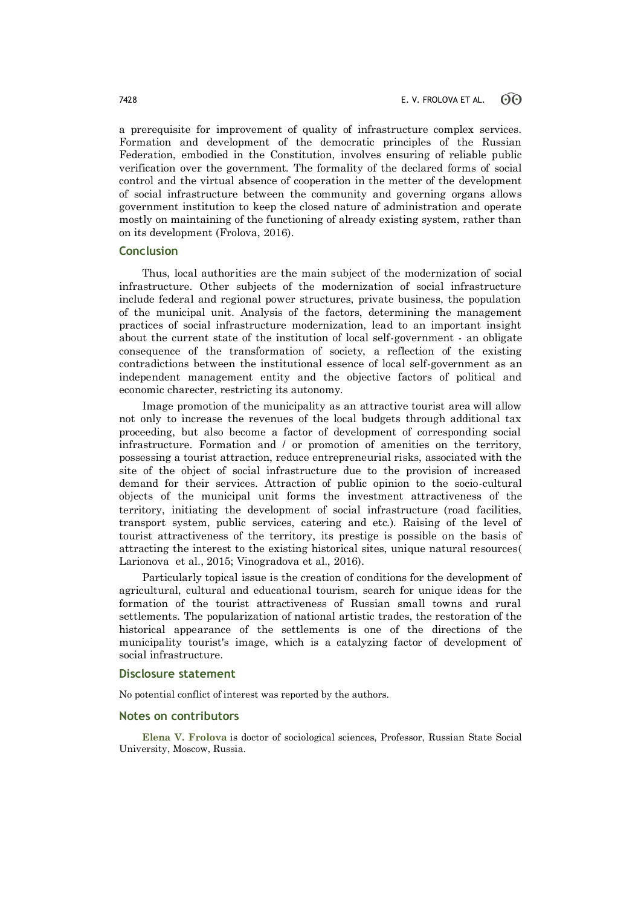a prerequisite for improvement of quality of infrastructure complex services. Formation and development of the democratic principles of the Russian Federation, embodied in the Constitution, involves ensuring of reliable public verification over the government. The formality of the declared forms of social control and the virtual absence of cooperation in the metter of the development of social infrastructure between the community and governing organs allows government institution to keep the closed nature of administration and operate mostly on maintaining of the functioning of already existing system, rather than on its development (Frolova, 2016).

## Conclusion

Thus, local authorities are the main subject of the modernization of social infrastructure. Other subjects of the modernization of social infrastructure include federal and regional power structures, private business, the population of the municipal unit. Analysis of the factors, determining the management practices of social infrastructure modernization, lead to an important insight about the current state of the institution of local self-government - an obligate consequence of the transformation of society, a reflection of the existing contradictions between the institutional essence of local self-government as an independent management entity and the objective factors of political and economic charecter, restricting its autonomy.

Image promotion of the municipality as an attractive tourist area will allow not only to increase the revenues of the local budgets through additional tax proceeding, but also become a factor of development of corresponding social infrastructure. Formation and / or promotion of amenities on the territory, possessing a tourist attraction, reduce entrepreneurial risks, associated with the site of the object of social infrastructure due to the provision of increased demand for their services. Attraction of public opinion to the socio-cultural objects of the municipal unit forms the investment attractiveness of the territory, initiating the development of social infrastructure (road facilities, transport system, public services, catering and etc.). Raising of the level of tourist attractiveness of the territory, its prestige is possible on the basis of attracting the interest to the existing historical sites, unique natural resources( Larionova et al., 2015; Vinogradova et al., 2016).

Particularly topical issue is the creation of conditions for the development of agricultural, cultural and educational tourism, search for unique ideas for the formation of the tourist attractiveness of Russian small towns and rural settlements. The popularization of national artistic trades, the restoration of the historical appearance of the settlements is one of the directions of the municipality tourist's image, which is a catalyzing factor of development of social infrastructure.

## Disclosure statement

No potential conflict of interest was reported by the authors.

## Notes on contributors

**Elena V. Frolova** is doctor of sociological sciences, Professor, Russian State Social University, Moscow, Russia.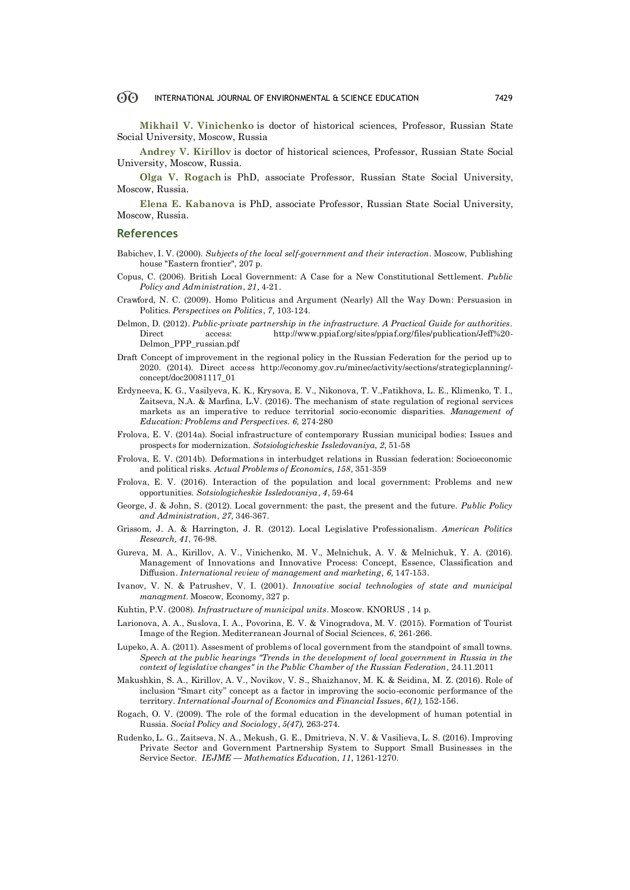**Mikhail V. Vinichenko** is doctor of historical sciences, Professor, Russian State Social University, Moscow, Russia

**Andrey V. Kirillov** is doctor of historical sciences, Professor, Russian State Social University, Moscow, Russia.

**Olga V. Rogach** is PhD, associate Professor, Russian State Social University, Moscow, Russia.

**Elena E. Kabanova** is PhD, associate Professor, Russian State Social University, Moscow, Russia.

## References

Babichev, I. V. (2000). *Subjects of the local self-government and their interaction*. Moscow, Publishing house "Eastern frontier", 207 p.

Copus, C. (2006). British Local Government: A Case for a New Constitutional Settlement. *Public Policy and Administration*, *21*, 4-21.

Crawford, N. C. (2009). Homo Politicus and Argument (Nearly) All the Way Down: Persuasion in Politics. *Perspectives on Politics*, *7*, 103-124.

Delmon, D. (2012). *Public-private partnership in the infrastructure. A Practical Guide for authorities*. Direct access: http://www.ppiaf.org/sites/ppiaf.org/files/publication/Jeff%20-Delmon_PPP_russian.pdf

Draft Concept of improvement in the regional policy in the Russian Federation for the period up to 2020. (2014). Direct access http://economy.gov.ru/minec/activity/sections/strategicplanning/-concept/doc20081117_01

Erdyneeva, K. G., Vasilyeva, K. K., Krysova, E. V., Nikonova, T. V.,Fatikhova, L. E., Klimenko, T. I., Zaitseva, N.A. & Marfina, L.V. (2016). The mechanism of state regulation of regional services markets as an imperative to reduce territorial socio-economic disparities. *Management of Education: Problems and Perspectives. 6,* 274-280

Frolova, E. V. (2014a). Social infrastructure of contemporary Russian municipal bodies: Issues and prospects for modernization. *Sotsiologicheskie Issledovaniya*, *2*, 51-58

Frolova, E. V. (2014b). Deformations in interbudget relations in Russian federation: Socioeconomic and political risks. *Actual Problems of Economics*, *158,* 351-359

Frolova, E. V. (2016). Interaction of the population and local government: Problems and new opportunities. *Sotsiologicheskie Issledovaniya*, *4*, 59-64

George, J. & John, S. (2012). Local government: the past, the present and the future. *Public Policy and Administration*, *27,* 346-367.

Grissom, J. A. & Harrington, J. R. (2012). Local Legislative Professionalism. *American Politics Research, 41*, 76-98.

Gureva, M. A., Kirillov, A. V., Vinichenko, M. V., Melnichuk, A. V. & Melnichuk, Y. A. (2016). Management of Innovations and Innovative Process: Concept, Essence, Classification and Diffusion. *International review of management and marketing, 6,* 147-153.

Ivanov, V. N. & Patrushev, V. I. (2001). *Innovative social technologies of state and municipal managment.* Moscow, Economy, 327 p.

Kuhtin, P.V. (2008). *Infrastructure of municipal units*. Moscow. KNORUS , 14 p.

Larionova, A. A., Suslova, I. A., Povorina, E. V. & Vinogradova, M. V. (2015). Formation of Tourist Image of the Region. Mediterranean Journal of Social Sciences, *6*, 261-266.

Lupeko, A. A. (2011). Assesment of problems of local government from the standpoint of small towns. *Speech at the public hearings "Trends in the development of local government in Russia in the context of legislative changes" in the Public Chamber of the Russian Federation,* 24.11.2011

Makushkin, S. A., Kirillov, A. V., Novikov, V. S., Shaizhanov, M. K. & Seidina, M. Z. (2016). Role of inclusion "Smart city" concept as a factor in improving the socio-economic performance of the territory. *International Journal of Economics and Financial Issues*, *6(1),* 152-156.

Rogach, O. V. (2009). The role of the formal education in the development of human potential in Russia. *Social Policy and Sociology*, *5(47),* 263-274.

Rudenko, L. G., Zaitseva, N. A., Mekush, G. E., Dmitrieva, N. V. & Vasilieva, L. S. (2016). Improving Private Sector and Government Partnership System to Support Small Businesses in the Service Sector. *IEJME — Mathematics Education*, *11,* 1261-1270.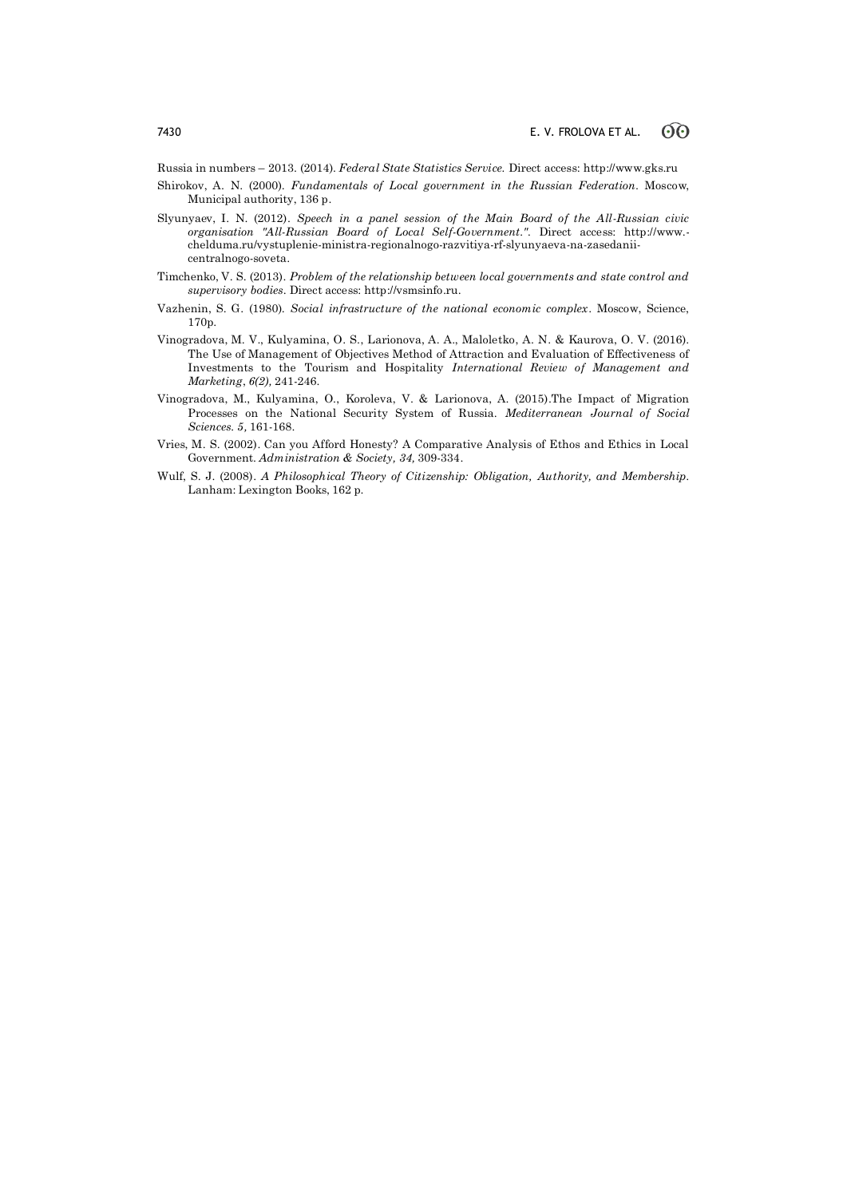Russia in numbers – 2013. (2014). *Federal State Statistics Service.* Direct access: http://www.gks.ru

Shirokov, A. N. (2000). *Fundamentals of Local government in the Russian Federation*. Moscow, Municipal authority, 136 p.

Slyunyaev, I. N. (2012). *Speech in a panel session of the Main Board of the All-Russian civic organisation "All-Russian Board of Local Self-Government.".* Direct access: http://www.-chelduma.ru/vystuplenie-ministra-regionalnogo-razvitiya-rf-slyunyaeva-na-zasedanii-centralnogo-soveta.

Timchenko, V. S. (2013). *Problem of the relationship between local governments and state control and supervisory bodies*. Direct access: http://vsmsinfo.ru.

Vazhenin, S. G. (1980). *Social infrastructure of the national economic complex*. Moscow, Science, 170p.

Vinogradova, M. V., Kulyamina, O. S., Larionova, A. A., Maloletko, A. N. & Kaurova, O. V. (2016). The Use of Management of Objectives Method of Attraction and Evaluation of Effectiveness of Investments to the Tourism and Hospitality *International Review of Management and Marketing*, *6(2),* 241-246.

Vinogradova, M., Kulyamina, O., Koroleva, V. & Larionova, A. (2015).The Impact of Migration Processes on the National Security System of Russia. *Mediterranean Journal of Social Sciences. 5,* 161-168.

Vries, M. S. (2002). Can you Afford Honesty? A Comparative Analysis of Ethos and Ethics in Local Government. *Administration & Society, 34,* 309-334.

Wulf, S. J. (2008). *A Philosophical Theory of Citizenship: Obligation, Authority, and Membership.* Lanham: Lexington Books, 162 p.